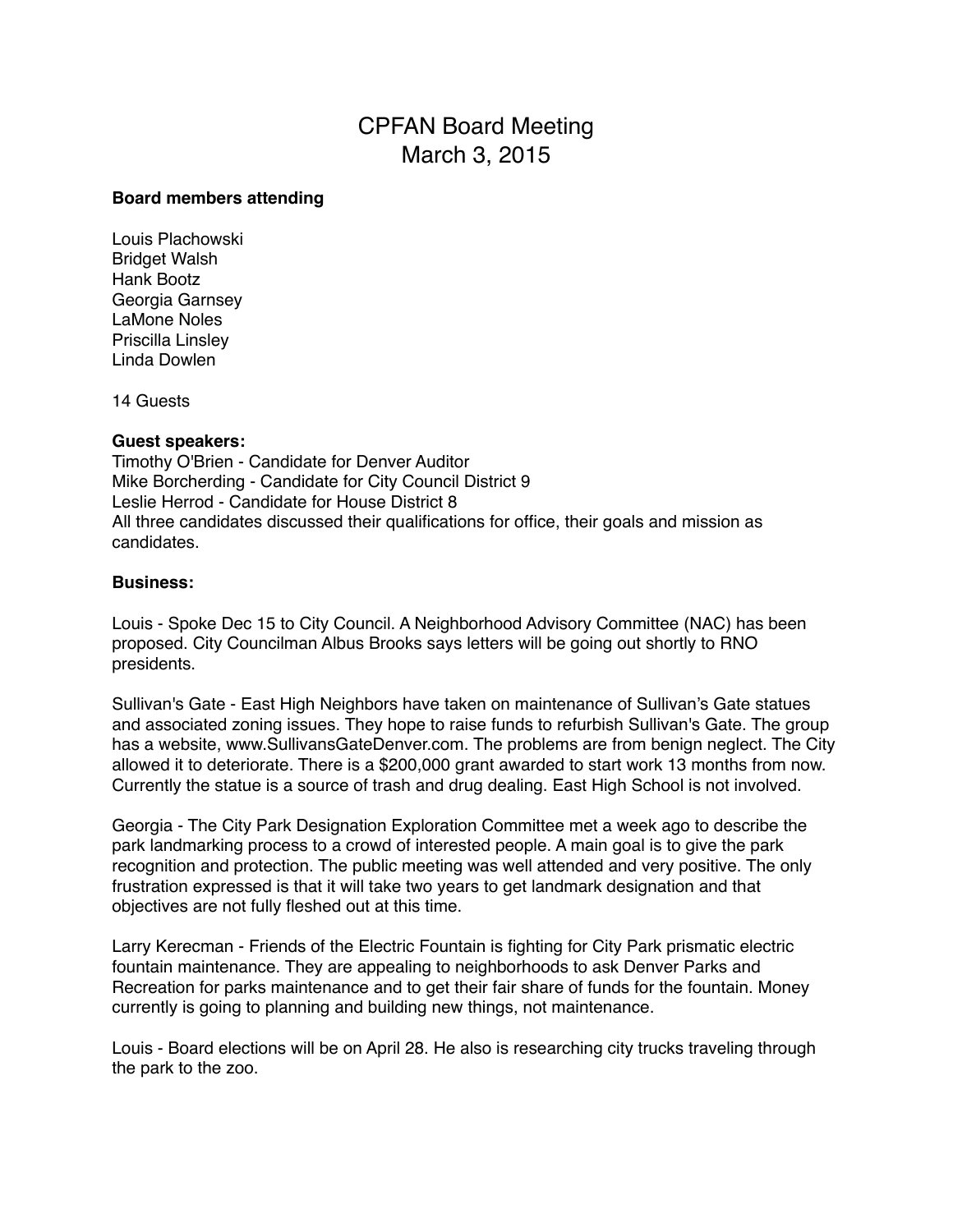# CPFAN Board Meeting
# March 3, 2015

**Board members attending**

Louis Plachowski
Bridget Walsh
Hank Bootz
Georgia Garnsey
LaMone Noles
Priscilla Linsley
Linda Dowlen

14 Guests

**Guest speakers:**
Timothy O'Brien - Candidate for Denver Auditor
Mike Borcherding - Candidate for City Council District 9
Leslie Herrod - Candidate for House District 8
All three candidates discussed their qualifications for office, their goals and mission as candidates.

**Business:**

Louis - Spoke Dec 15 to City Council. A Neighborhood Advisory Committee (NAC) has been proposed. City Councilman Albus Brooks says letters will be going out shortly to RNO presidents.

Sullivan's Gate - East High Neighbors have taken on maintenance of Sullivan's Gate statues and associated zoning issues. They hope to raise funds to refurbish Sullivan's Gate. The group has a website, www.SullivansGateDenver.com. The problems are from benign neglect. The City allowed it to deteriorate. There is a $200,000 grant awarded to start work 13 months from now. Currently the statue is a source of trash and drug dealing. East High School is not involved.

Georgia - The City Park Designation Exploration Committee met a week ago to describe the park landmarking process to a crowd of interested people. A main goal is to give the park recognition and protection. The public meeting was well attended and very positive. The only frustration expressed is that it will take two years to get landmark designation and that objectives are not fully fleshed out at this time.

Larry Kerecman - Friends of the Electric Fountain is fighting for City Park prismatic electric fountain maintenance. They are appealing to neighborhoods to ask Denver Parks and Recreation for parks maintenance and to get their fair share of funds for the fountain. Money currently is going to planning and building new things, not maintenance.

Louis - Board elections will be on April 28. He also is researching city trucks traveling through the park to the zoo.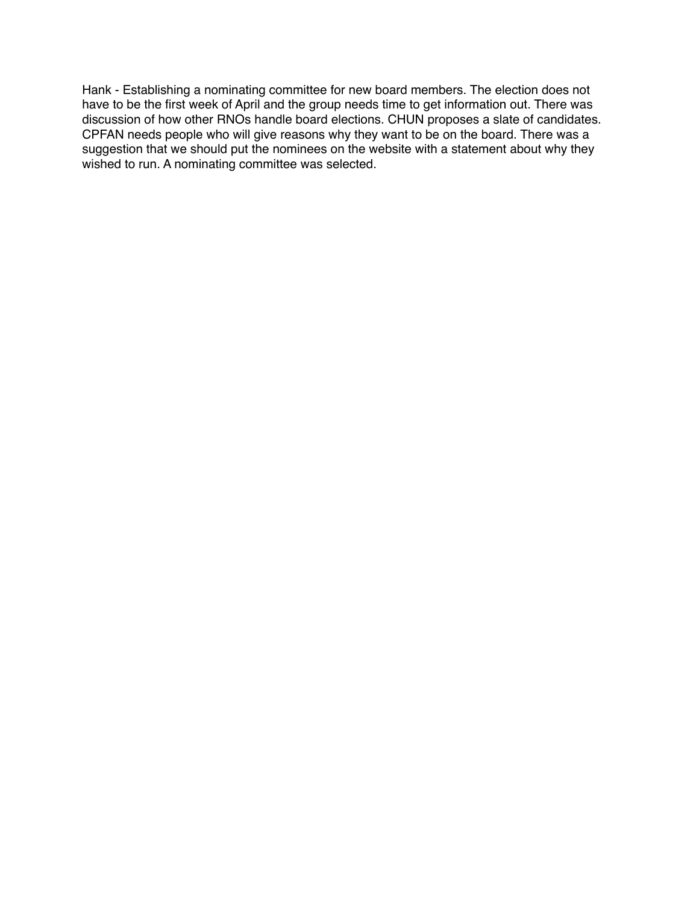Hank - Establishing a nominating committee for new board members. The election does not have to be the first week of April and the group needs time to get information out. There was discussion of how other RNOs handle board elections. CHUN proposes a slate of candidates. CPFAN needs people who will give reasons why they want to be on the board. There was a suggestion that we should put the nominees on the website with a statement about why they wished to run. A nominating committee was selected.